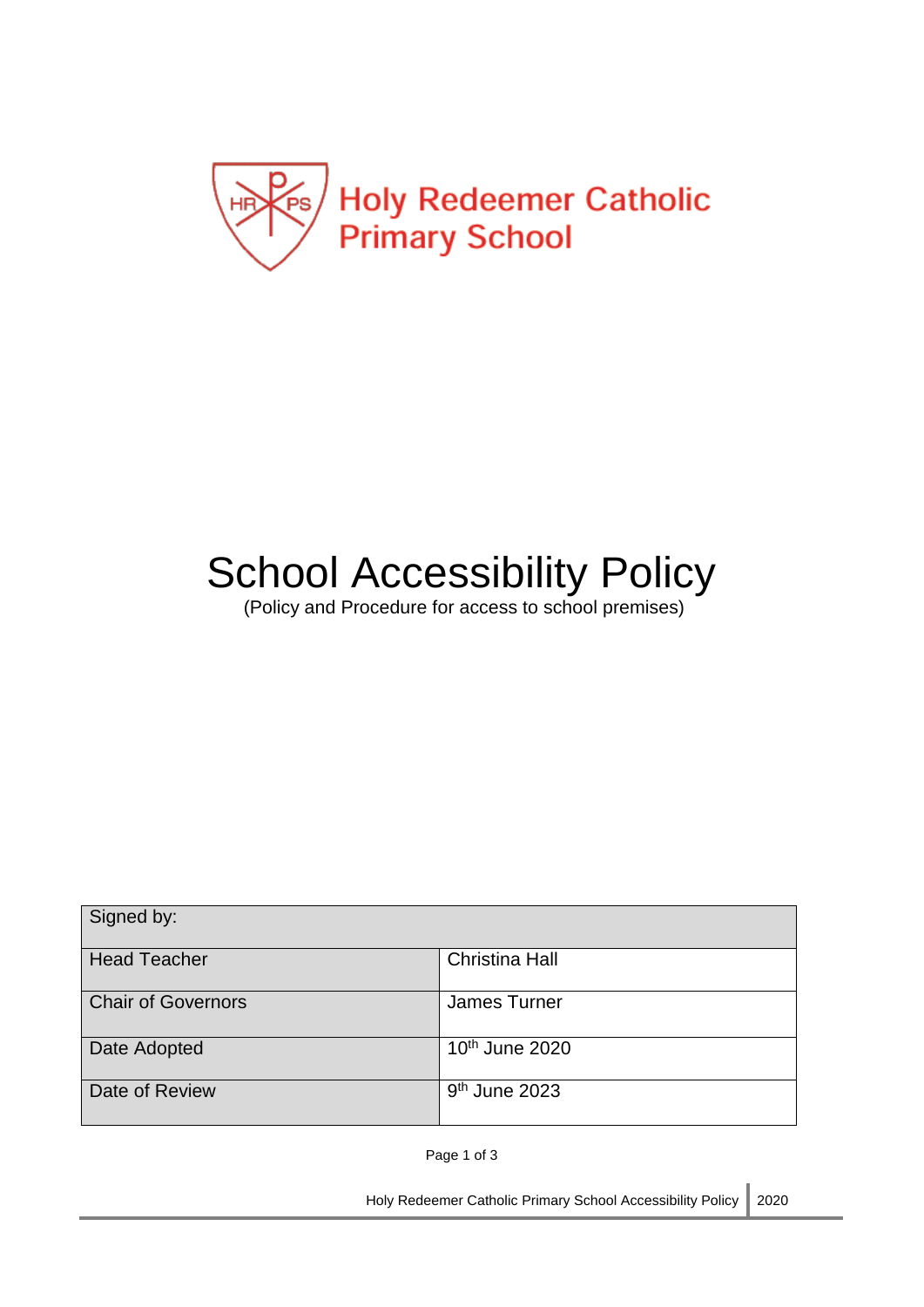Holy Redeemer Catholic Primary School

# School Accessibility Policy

(Policy and Procedure for access to school premises)

| Signed by: | |
|---|---|
| Head Teacher | Christina Hall |
| Chair of Governors | James Turner |
| Date Adopted | 10th June 2020 |
| Date of Review | 9th June 2023 |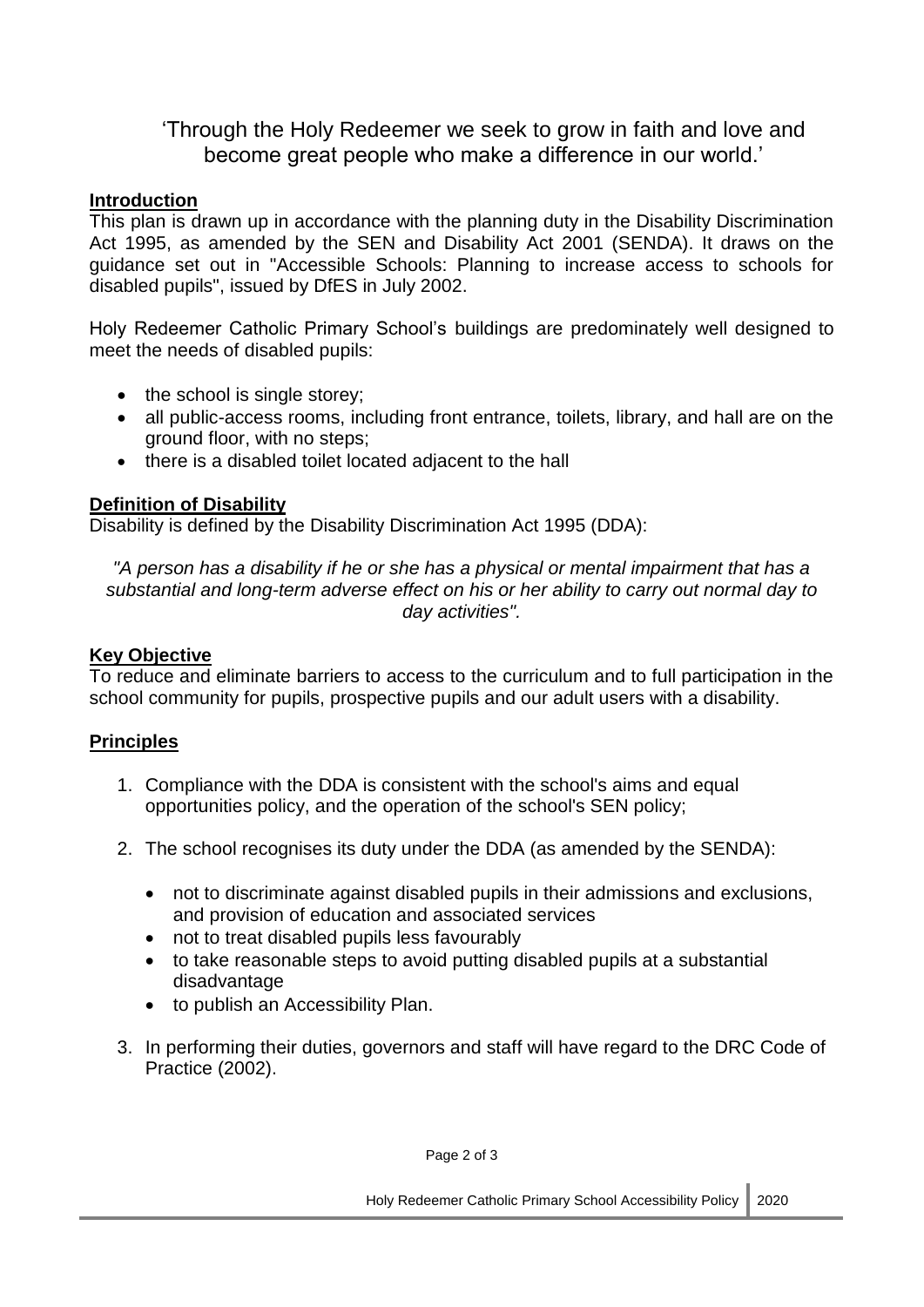'Through the Holy Redeemer we seek to grow in faith and love and become great people who make a difference in our world.'

## Introduction

This plan is drawn up in accordance with the planning duty in the Disability Discrimination Act 1995, as amended by the SEN and Disability Act 2001 (SENDA). It draws on the guidance set out in "Accessible Schools: Planning to increase access to schools for disabled pupils", issued by DfES in July 2002.

Holy Redeemer Catholic Primary School's buildings are predominately well designed to meet the needs of disabled pupils:

- the school is single storey;
- all public-access rooms, including front entrance, toilets, library, and hall are on the ground floor, with no steps;
- there is a disabled toilet located adjacent to the hall

## Definition of Disability

Disability is defined by the Disability Discrimination Act 1995 (DDA):

*"A person has a disability if he or she has a physical or mental impairment that has a substantial and long-term adverse effect on his or her ability to carry out normal day to day activities".*

## Key Objective

To reduce and eliminate barriers to access to the curriculum and to full participation in the school community for pupils, prospective pupils and our adult users with a disability.

## Principles

1. Compliance with the DDA is consistent with the school's aims and equal opportunities policy, and the operation of the school's SEN policy;

2. The school recognises its duty under the DDA (as amended by the SENDA):

   - not to discriminate against disabled pupils in their admissions and exclusions, and provision of education and associated services
   - not to treat disabled pupils less favourably
   - to take reasonable steps to avoid putting disabled pupils at a substantial disadvantage
   - to publish an Accessibility Plan.

3. In performing their duties, governors and staff will have regard to the DRC Code of Practice (2002).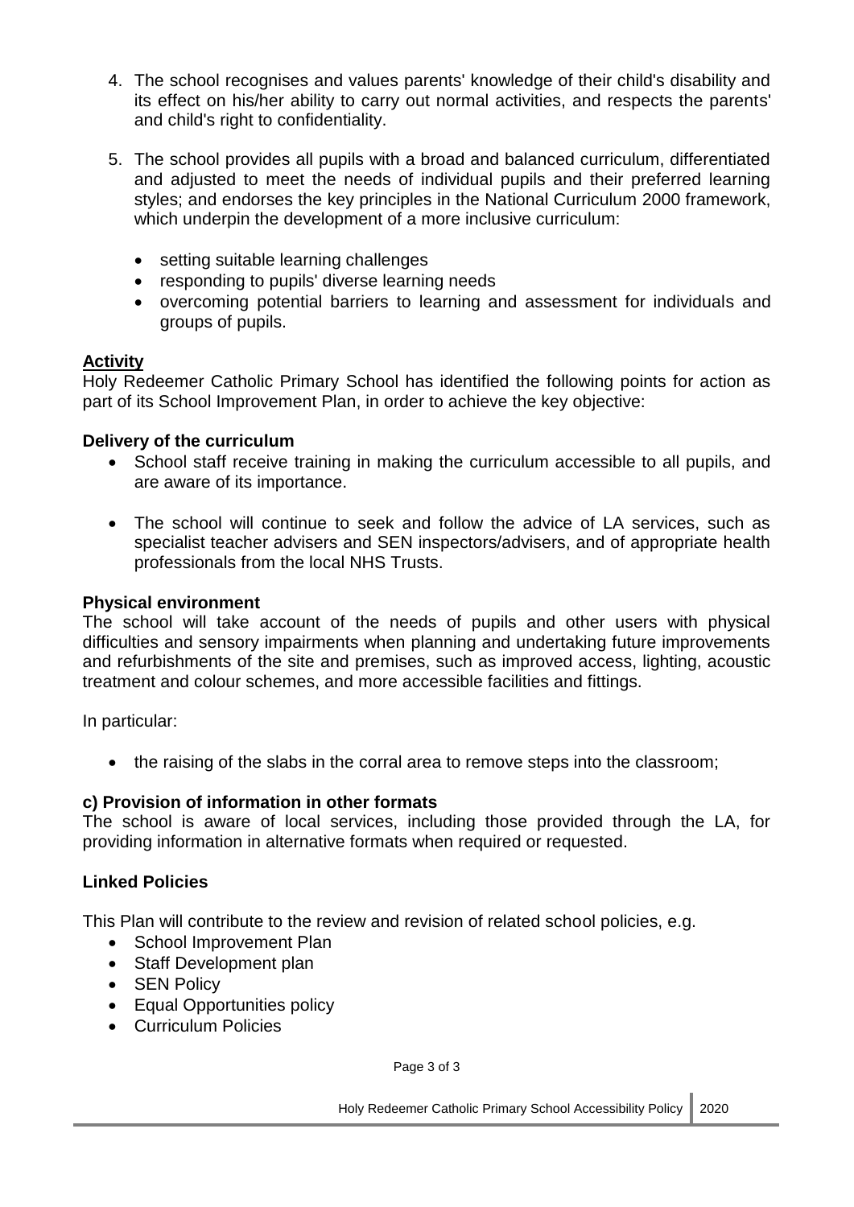4. The school recognises and values parents' knowledge of their child's disability and its effect on his/her ability to carry out normal activities, and respects the parents' and child's right to confidentiality.

5. The school provides all pupils with a broad and balanced curriculum, differentiated and adjusted to meet the needs of individual pupils and their preferred learning styles; and endorses the key principles in the National Curriculum 2000 framework, which underpin the development of a more inclusive curriculum:

   - setting suitable learning challenges
   - responding to pupils' diverse learning needs
   - overcoming potential barriers to learning and assessment for individuals and groups of pupils.

**Activity**

Holy Redeemer Catholic Primary School has identified the following points for action as part of its School Improvement Plan, in order to achieve the key objective:

**Delivery of the curriculum**

- School staff receive training in making the curriculum accessible to all pupils, and are aware of its importance.

- The school will continue to seek and follow the advice of LA services, such as specialist teacher advisers and SEN inspectors/advisers, and of appropriate health professionals from the local NHS Trusts.

**Physical environment**

The school will take account of the needs of pupils and other users with physical difficulties and sensory impairments when planning and undertaking future improvements and refurbishments of the site and premises, such as improved access, lighting, acoustic treatment and colour schemes, and more accessible facilities and fittings.

In particular:

- the raising of the slabs in the corral area to remove steps into the classroom;

**c) Provision of information in other formats**

The school is aware of local services, including those provided through the LA, for providing information in alternative formats when required or requested.

**Linked Policies**

This Plan will contribute to the review and revision of related school policies, e.g.

- School Improvement Plan
- Staff Development plan
- SEN Policy
- Equal Opportunities policy
- Curriculum Policies